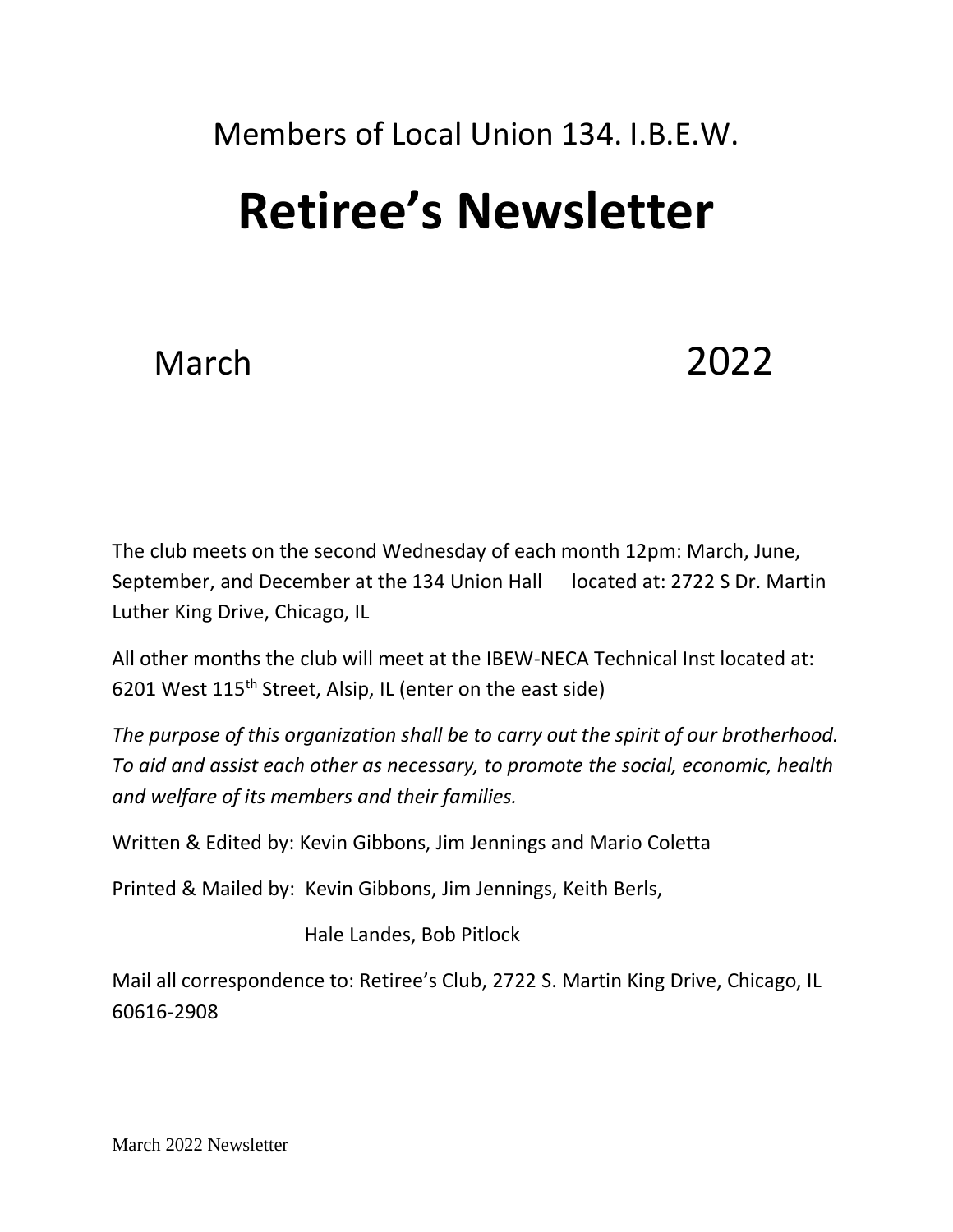Members of Local Union 134. I.B.E.W.

# Retiree's Newsletter

March 2022

The club meets on the second Wednesday of each month 12pm: March, June, September, and December at the 134 Union Hall located at: 2722 S Dr. Martin Luther King Drive, Chicago, IL

All other months the club will meet at the IBEW-NECA Technical Inst located at: 6201 West 115th Street, Alsip, IL (enter on the east side)

*The purpose of this organization shall be to carry out the spirit of our brotherhood. To aid and assist each other as necessary, to promote the social, economic, health and welfare of its members and their families.*

Written & Edited by: Kevin Gibbons, Jim Jennings and Mario Coletta

Printed & Mailed by: Kevin Gibbons, Jim Jennings, Keith Berls,
Hale Landes, Bob Pitlock

Mail all correspondence to: Retiree's Club, 2722 S. Martin King Drive, Chicago, IL 60616-2908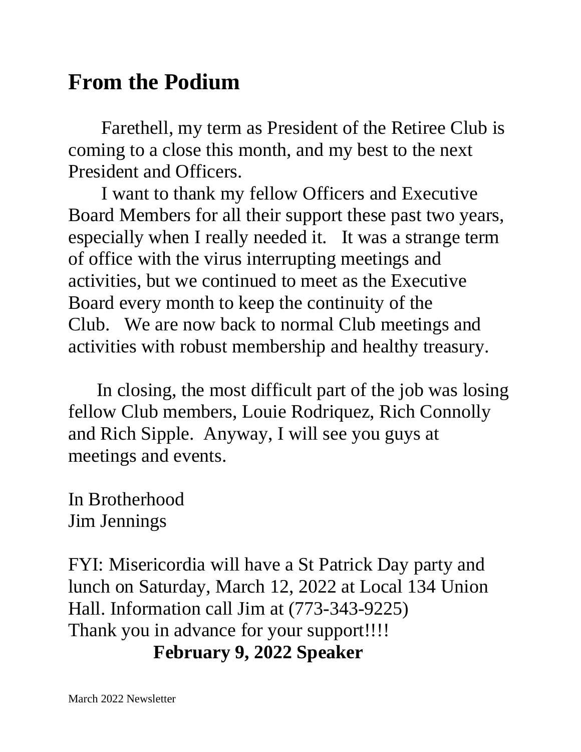# From the Podium

Farethell, my term as President of the Retiree Club is coming to a close this month, and my best to the next President and Officers.

I want to thank my fellow Officers and Executive Board Members for all their support these past two years, especially when I really needed it. It was a strange term of office with the virus interrupting meetings and activities, but we continued to meet as the Executive Board every month to keep the continuity of the Club. We are now back to normal Club meetings and activities with robust membership and healthy treasury.

In closing, the most difficult part of the job was losing fellow Club members, Louie Rodriquez, Rich Connolly and Rich Sipple. Anyway, I will see you guys at meetings and events.

In Brotherhood
Jim Jennings

FYI: Misericordia will have a St Patrick Day party and lunch on Saturday, March 12, 2022 at Local 134 Union Hall. Information call Jim at (773-343-9225)
Thank you in advance for your support!!!!

**February 9, 2022 Speaker**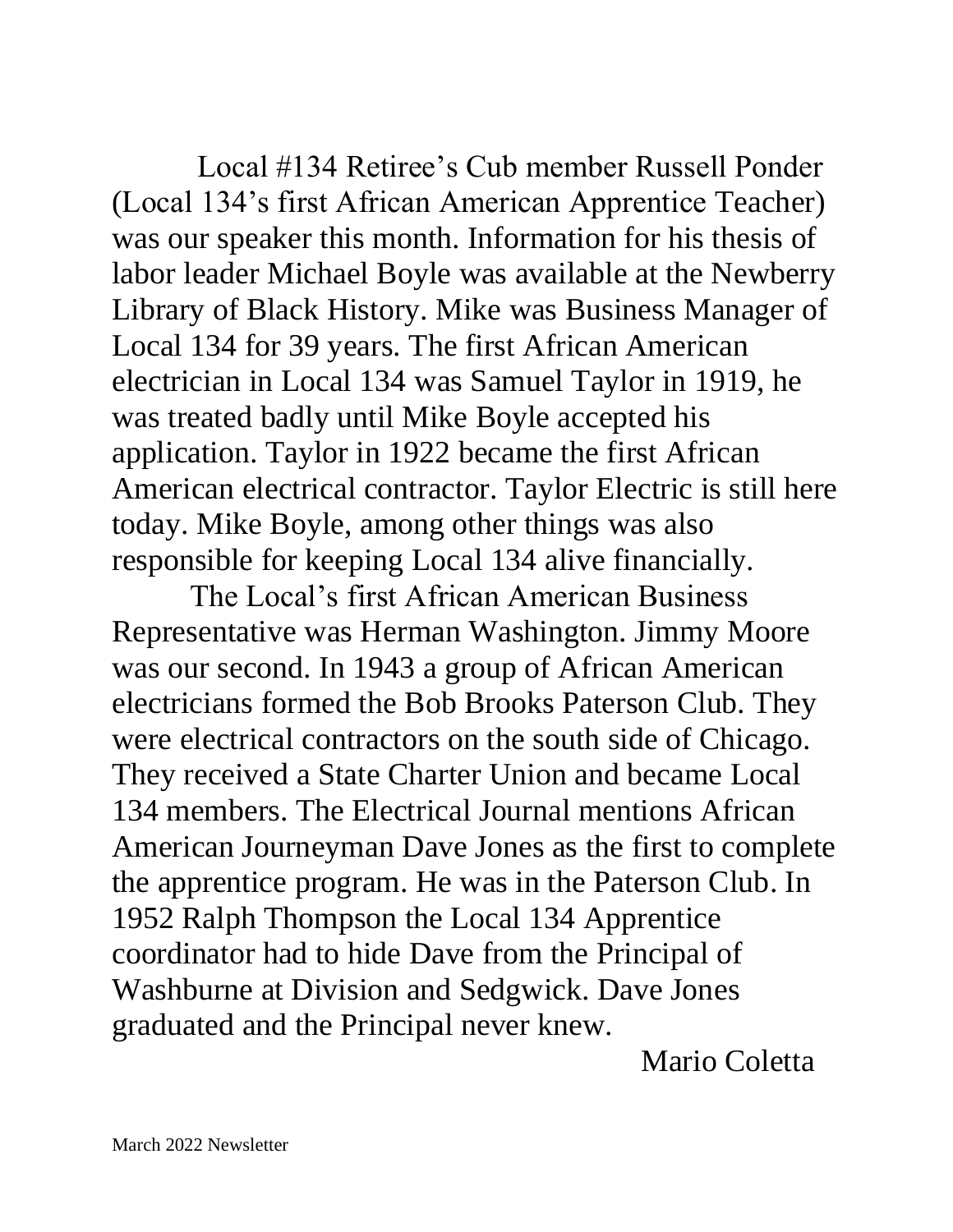Local #134 Retiree's Cub member Russell Ponder (Local 134's first African American Apprentice Teacher) was our speaker this month. Information for his thesis of labor leader Michael Boyle was available at the Newberry Library of Black History. Mike was Business Manager of Local 134 for 39 years. The first African American electrician in Local 134 was Samuel Taylor in 1919, he was treated badly until Mike Boyle accepted his application. Taylor in 1922 became the first African American electrical contractor. Taylor Electric is still here today. Mike Boyle, among other things was also responsible for keeping Local 134 alive financially.

The Local's first African American Business Representative was Herman Washington. Jimmy Moore was our second. In 1943 a group of African American electricians formed the Bob Brooks Paterson Club. They were electrical contractors on the south side of Chicago. They received a State Charter Union and became Local 134 members. The Electrical Journal mentions African American Journeyman Dave Jones as the first to complete the apprentice program. He was in the Paterson Club. In 1952 Ralph Thompson the Local 134 Apprentice coordinator had to hide Dave from the Principal of Washburne at Division and Sedgwick. Dave Jones graduated and the Principal never knew.

Mario Coletta

March 2022 Newsletter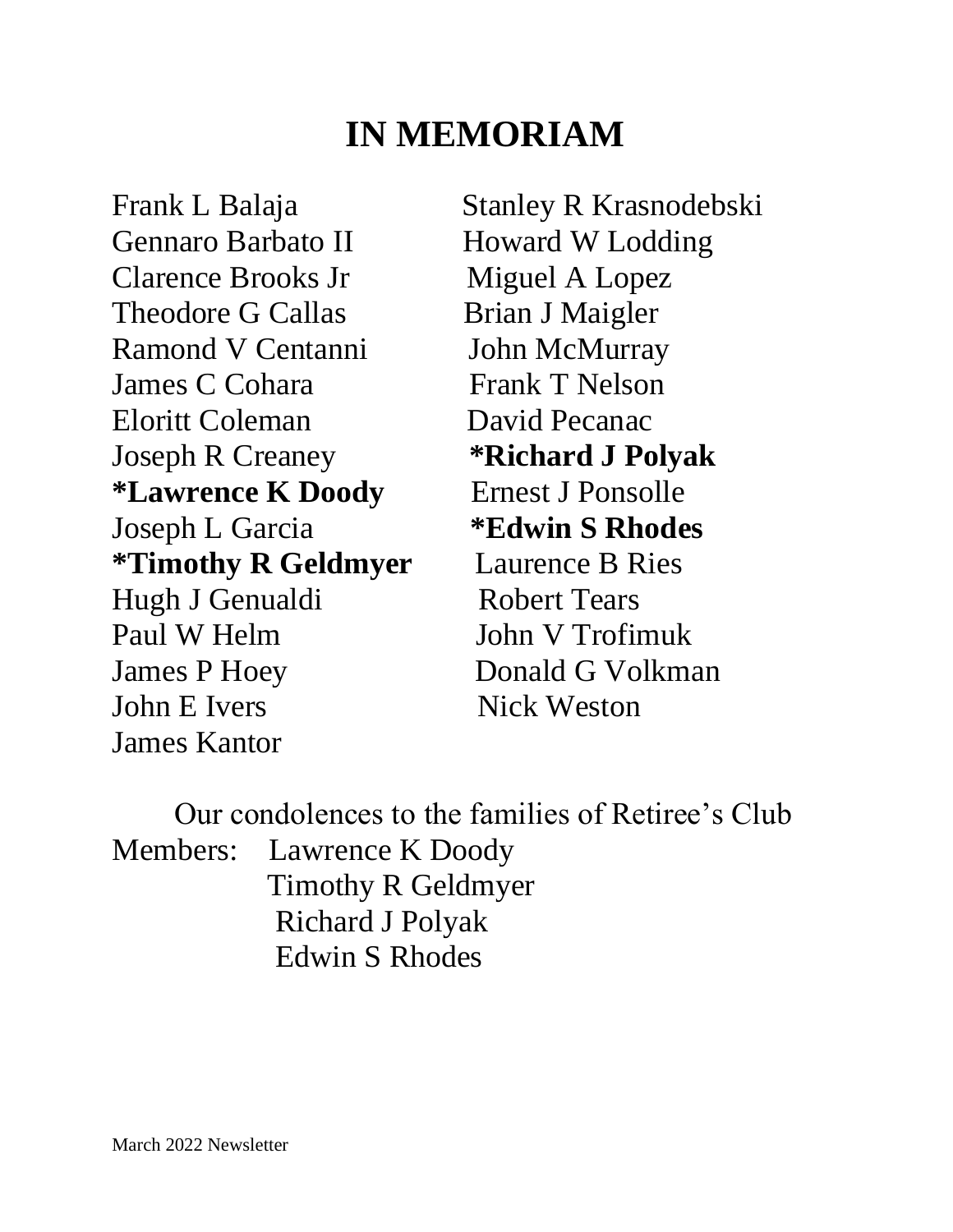# IN MEMORIAM

Frank L Balaja
Gennaro Barbato II
Clarence Brooks Jr
Theodore G Callas
Ramond V Centanni
James C Cohara
Eloritt Coleman
Joseph R Creaney
**\*Lawrence K Doody**
Joseph L Garcia
**\*Timothy R Geldmyer**
Hugh J Genualdi
Paul W Helm
James P Hoey
John E Ivers
James Kantor
Stanley R Krasnodebski
Howard W Lodding
Miguel A Lopez
Brian J Maigler
John McMurray
Frank T Nelson
David Pecanac
**\*Richard J Polyak**
Ernest J Ponsolle
**\*Edwin S Rhodes**
Laurence B Ries
Robert Tears
John V Trofimuk
Donald G Volkman
Nick Weston

Our condolences to the families of Retiree's Club Members:

Lawrence K Doody
Timothy R Geldmyer
Richard J Polyak
Edwin S Rhodes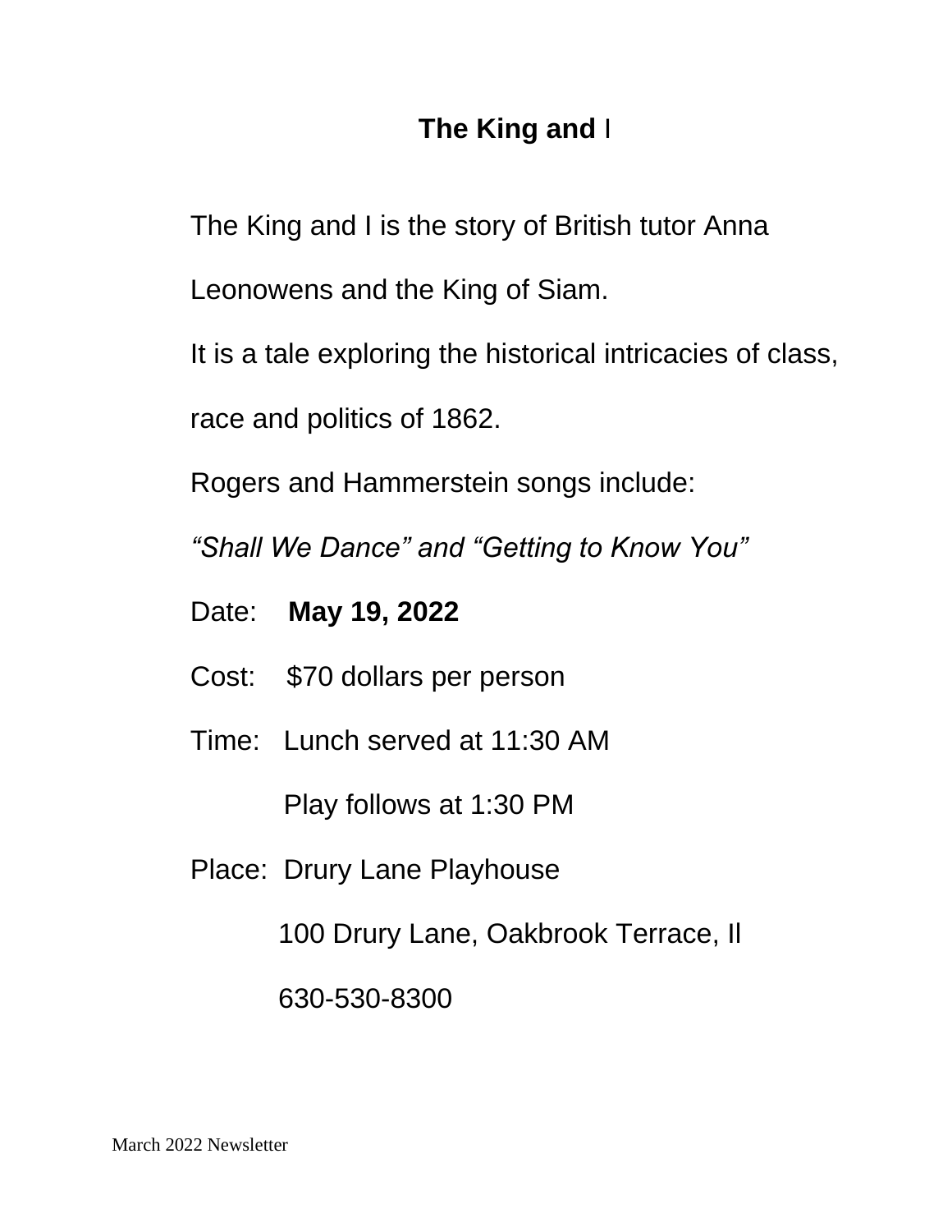# **The King and** I

The King and I is the story of British tutor Anna Leonowens and the King of Siam.

It is a tale exploring the historical intricacies of class, race and politics of 1862.

Rogers and Hammerstein songs include:

*"Shall We Dance" and "Getting to Know You"*

Date: **May 19, 2022**

Cost: $70 dollars per person

Time: Lunch served at 11:30 AM

Play follows at 1:30 PM

Place: Drury Lane Playhouse

100 Drury Lane, Oakbrook Terrace, Il

630-530-8300

March 2022 Newsletter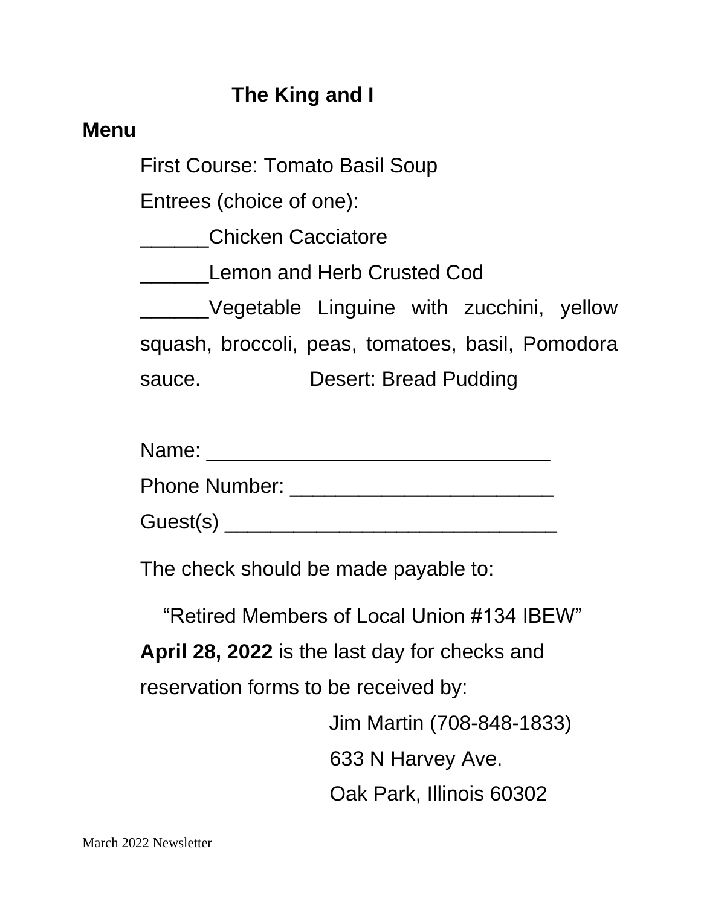## The King and I

**Menu**

First Course: Tomato Basil Soup

Entrees (choice of one):

______Chicken Cacciatore

______Lemon and Herb Crusted Cod

______Vegetable Linguine with zucchini, yellow squash, broccoli, peas, tomatoes, basil, Pomodora sauce.

Desert: Bread Pudding

Name: ______________________________

Phone Number: _______________________

Guest(s) _____________________________

The check should be made payable to:

"Retired Members of Local Union #134 IBEW"

**April 28, 2022** is the last day for checks and reservation forms to be received by:

Jim Martin (708-848-1833)
633 N Harvey Ave.
Oak Park, Illinois 60302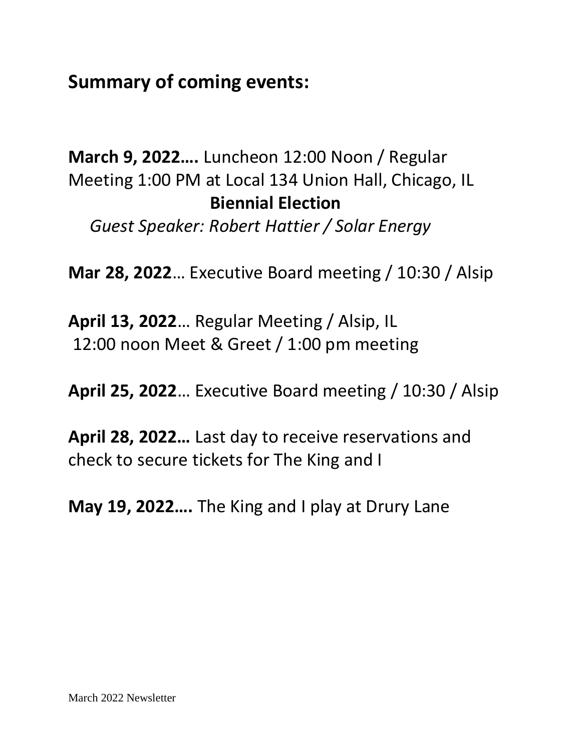## Summary of coming events:

**March 9, 2022….** Luncheon 12:00 Noon / Regular Meeting 1:00 PM at Local 134 Union Hall, Chicago, IL

**Biennial Election**

*Guest Speaker: Robert Hattier / Solar Energy*

**Mar 28, 2022**… Executive Board meeting / 10:30 / Alsip

**April 13, 2022**… Regular Meeting / Alsip, IL
12:00 noon Meet & Greet / 1:00 pm meeting

**April 25, 2022**… Executive Board meeting / 10:30 / Alsip

**April 28, 2022…** Last day to receive reservations and check to secure tickets for The King and I

**May 19, 2022….** The King and I play at Drury Lane